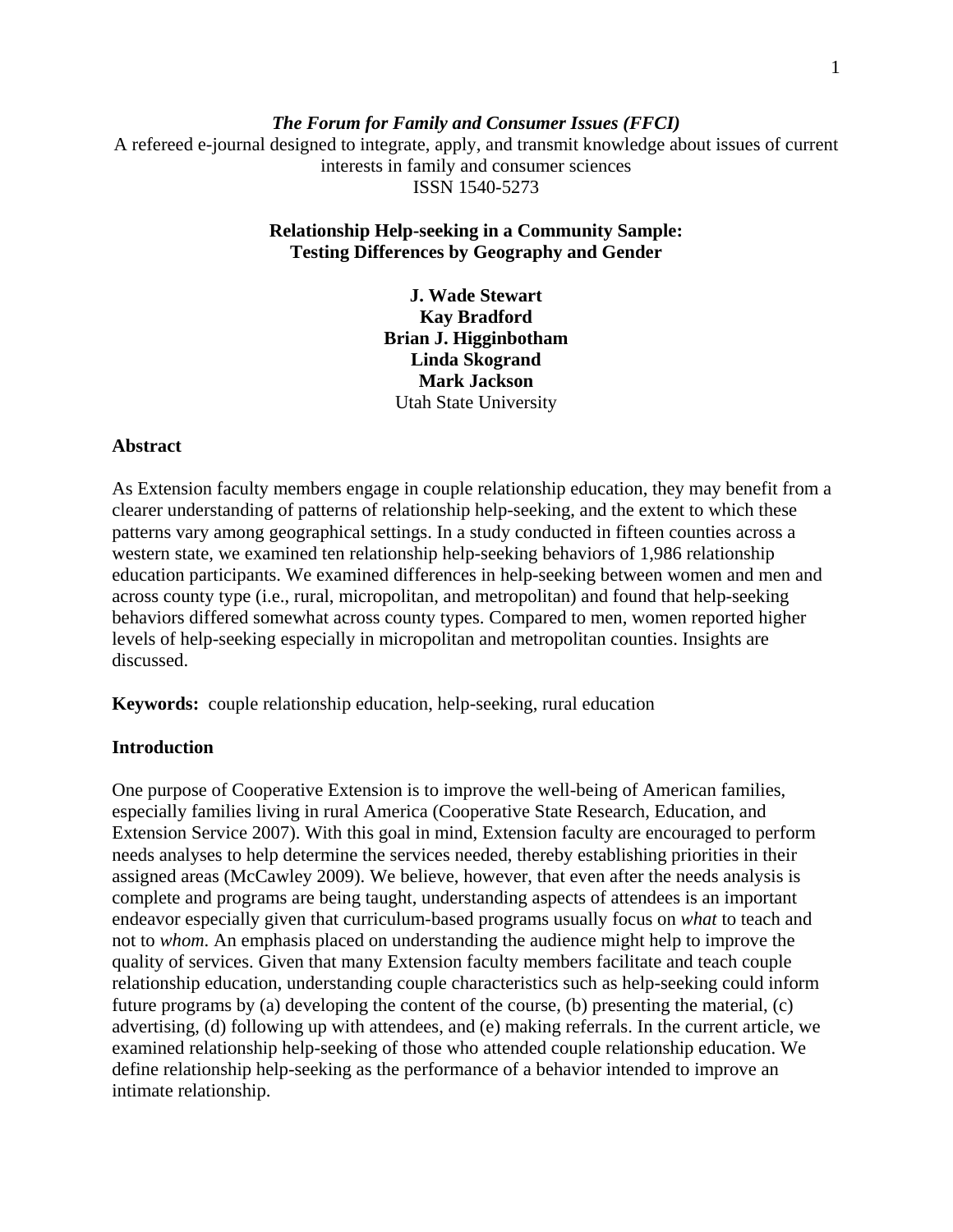*The Forum for Family and Consumer Issues (FFCI)*

A refereed e-journal designed to integrate, apply, and transmit knowledge about issues of current interests in family and consumer sciences

ISSN 1540-5273

# Relationship Help-seeking in a Community Sample: Testing Differences by Geography and Gender

**J. Wade Stewart**
**Kay Bradford**
**Brian J. Higginbotham**
**Linda Skogrand**
**Mark Jackson**
Utah State University

## Abstract

As Extension faculty members engage in couple relationship education, they may benefit from a clearer understanding of patterns of relationship help-seeking, and the extent to which these patterns vary among geographical settings. In a study conducted in fifteen counties across a western state, we examined ten relationship help-seeking behaviors of 1,986 relationship education participants. We examined differences in help-seeking between women and men and across county type (i.e., rural, micropolitan, and metropolitan) and found that help-seeking behaviors differed somewhat across county types. Compared to men, women reported higher levels of help-seeking especially in micropolitan and metropolitan counties. Insights are discussed.

**Keywords:** couple relationship education, help-seeking, rural education

## Introduction

One purpose of Cooperative Extension is to improve the well-being of American families, especially families living in rural America (Cooperative State Research, Education, and Extension Service 2007). With this goal in mind, Extension faculty are encouraged to perform needs analyses to help determine the services needed, thereby establishing priorities in their assigned areas (McCawley 2009). We believe, however, that even after the needs analysis is complete and programs are being taught, understanding aspects of attendees is an important endeavor especially given that curriculum-based programs usually focus on *what* to teach and not to *whom*. An emphasis placed on understanding the audience might help to improve the quality of services. Given that many Extension faculty members facilitate and teach couple relationship education, understanding couple characteristics such as help-seeking could inform future programs by (a) developing the content of the course, (b) presenting the material, (c) advertising, (d) following up with attendees, and (e) making referrals. In the current article, we examined relationship help-seeking of those who attended couple relationship education. We define relationship help-seeking as the performance of a behavior intended to improve an intimate relationship.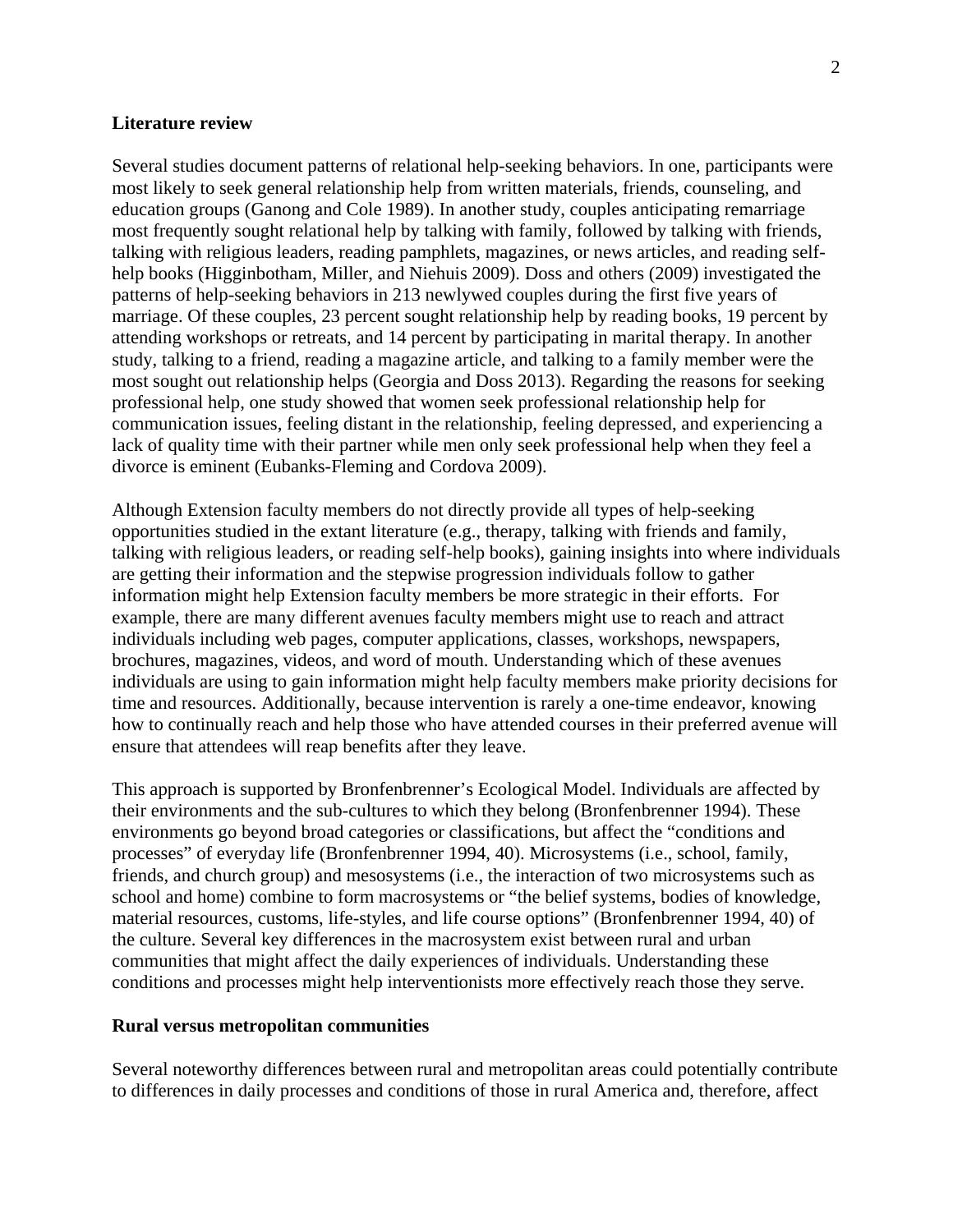## Literature review

Several studies document patterns of relational help-seeking behaviors. In one, participants were most likely to seek general relationship help from written materials, friends, counseling, and education groups (Ganong and Cole 1989). In another study, couples anticipating remarriage most frequently sought relational help by talking with family, followed by talking with friends, talking with religious leaders, reading pamphlets, magazines, or news articles, and reading self-help books (Higginbotham, Miller, and Niehuis 2009). Doss and others (2009) investigated the patterns of help-seeking behaviors in 213 newlywed couples during the first five years of marriage. Of these couples, 23 percent sought relationship help by reading books, 19 percent by attending workshops or retreats, and 14 percent by participating in marital therapy. In another study, talking to a friend, reading a magazine article, and talking to a family member were the most sought out relationship helps (Georgia and Doss 2013). Regarding the reasons for seeking professional help, one study showed that women seek professional relationship help for communication issues, feeling distant in the relationship, feeling depressed, and experiencing a lack of quality time with their partner while men only seek professional help when they feel a divorce is eminent (Eubanks-Fleming and Cordova 2009).

Although Extension faculty members do not directly provide all types of help-seeking opportunities studied in the extant literature (e.g., therapy, talking with friends and family, talking with religious leaders, or reading self-help books), gaining insights into where individuals are getting their information and the stepwise progression individuals follow to gather information might help Extension faculty members be more strategic in their efforts. For example, there are many different avenues faculty members might use to reach and attract individuals including web pages, computer applications, classes, workshops, newspapers, brochures, magazines, videos, and word of mouth. Understanding which of these avenues individuals are using to gain information might help faculty members make priority decisions for time and resources. Additionally, because intervention is rarely a one-time endeavor, knowing how to continually reach and help those who have attended courses in their preferred avenue will ensure that attendees will reap benefits after they leave.

This approach is supported by Bronfenbrenner's Ecological Model. Individuals are affected by their environments and the sub-cultures to which they belong (Bronfenbrenner 1994). These environments go beyond broad categories or classifications, but affect the "conditions and processes" of everyday life (Bronfenbrenner 1994, 40). Microsystems (i.e., school, family, friends, and church group) and mesosystems (i.e., the interaction of two microsystems such as school and home) combine to form macrosystems or "the belief systems, bodies of knowledge, material resources, customs, life-styles, and life course options" (Bronfenbrenner 1994, 40) of the culture. Several key differences in the macrosystem exist between rural and urban communities that might affect the daily experiences of individuals. Understanding these conditions and processes might help interventionists more effectively reach those they serve.

## Rural versus metropolitan communities

Several noteworthy differences between rural and metropolitan areas could potentially contribute to differences in daily processes and conditions of those in rural America and, therefore, affect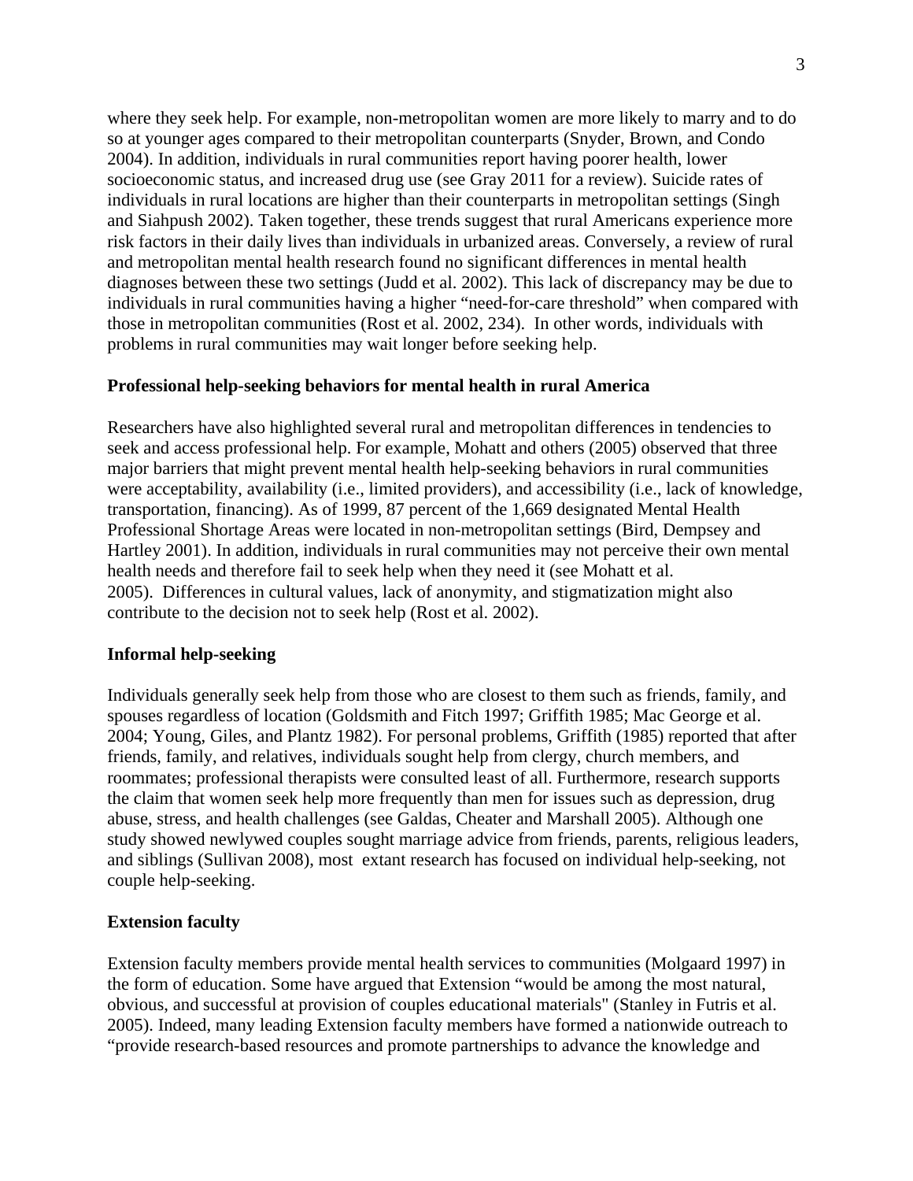where they seek help. For example, non-metropolitan women are more likely to marry and to do so at younger ages compared to their metropolitan counterparts (Snyder, Brown, and Condo 2004). In addition, individuals in rural communities report having poorer health, lower socioeconomic status, and increased drug use (see Gray 2011 for a review). Suicide rates of individuals in rural locations are higher than their counterparts in metropolitan settings (Singh and Siahpush 2002). Taken together, these trends suggest that rural Americans experience more risk factors in their daily lives than individuals in urbanized areas. Conversely, a review of rural and metropolitan mental health research found no significant differences in mental health diagnoses between these two settings (Judd et al. 2002). This lack of discrepancy may be due to individuals in rural communities having a higher "need-for-care threshold" when compared with those in metropolitan communities (Rost et al. 2002, 234). In other words, individuals with problems in rural communities may wait longer before seeking help.

**Professional help-seeking behaviors for mental health in rural America**

Researchers have also highlighted several rural and metropolitan differences in tendencies to seek and access professional help. For example, Mohatt and others (2005) observed that three major barriers that might prevent mental health help-seeking behaviors in rural communities were acceptability, availability (i.e., limited providers), and accessibility (i.e., lack of knowledge, transportation, financing). As of 1999, 87 percent of the 1,669 designated Mental Health Professional Shortage Areas were located in non-metropolitan settings (Bird, Dempsey and Hartley 2001). In addition, individuals in rural communities may not perceive their own mental health needs and therefore fail to seek help when they need it (see Mohatt et al. 2005). Differences in cultural values, lack of anonymity, and stigmatization might also contribute to the decision not to seek help (Rost et al. 2002).

**Informal help-seeking**

Individuals generally seek help from those who are closest to them such as friends, family, and spouses regardless of location (Goldsmith and Fitch 1997; Griffith 1985; Mac George et al. 2004; Young, Giles, and Plantz 1982). For personal problems, Griffith (1985) reported that after friends, family, and relatives, individuals sought help from clergy, church members, and roommates; professional therapists were consulted least of all. Furthermore, research supports the claim that women seek help more frequently than men for issues such as depression, drug abuse, stress, and health challenges (see Galdas, Cheater and Marshall 2005). Although one study showed newlywed couples sought marriage advice from friends, parents, religious leaders, and siblings (Sullivan 2008), most extant research has focused on individual help-seeking, not couple help-seeking.

**Extension faculty**

Extension faculty members provide mental health services to communities (Molgaard 1997) in the form of education. Some have argued that Extension "would be among the most natural, obvious, and successful at provision of couples educational materials" (Stanley in Futris et al. 2005). Indeed, many leading Extension faculty members have formed a nationwide outreach to "provide research-based resources and promote partnerships to advance the knowledge and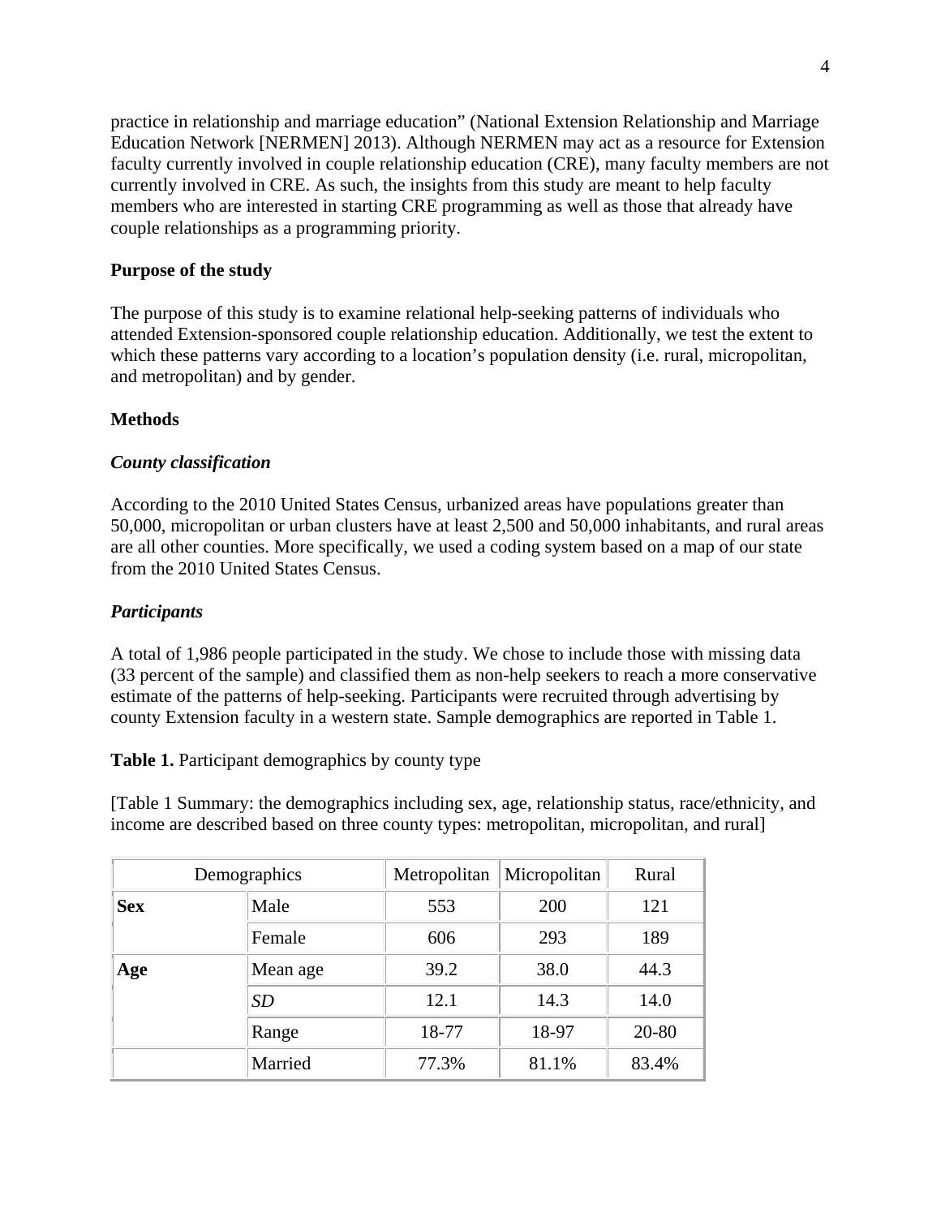practice in relationship and marriage education" (National Extension Relationship and Marriage Education Network [NERMEN] 2013). Although NERMEN may act as a resource for Extension faculty currently involved in couple relationship education (CRE), many faculty members are not currently involved in CRE. As such, the insights from this study are meant to help faculty members who are interested in starting CRE programming as well as those that already have couple relationships as a programming priority.

**Purpose of the study**

The purpose of this study is to examine relational help-seeking patterns of individuals who attended Extension-sponsored couple relationship education. Additionally, we test the extent to which these patterns vary according to a location's population density (i.e. rural, micropolitan, and metropolitan) and by gender.

**Methods**

***County classification***

According to the 2010 United States Census, urbanized areas have populations greater than 50,000, micropolitan or urban clusters have at least 2,500 and 50,000 inhabitants, and rural areas are all other counties. More specifically, we used a coding system based on a map of our state from the 2010 United States Census.

***Participants***

A total of 1,986 people participated in the study. We chose to include those with missing data (33 percent of the sample) and classified them as non-help seekers to reach a more conservative estimate of the patterns of help-seeking. Participants were recruited through advertising by county Extension faculty in a western state. Sample demographics are reported in Table 1.

**Table 1.** Participant demographics by county type

[Table 1 Summary: the demographics including sex, age, relationship status, race/ethnicity, and income are described based on three county types: metropolitan, micropolitan, and rural]

| Demographics | | Metropolitan | Micropolitan | Rural |
|---|---|---|---|---|
| **Sex** | Male | 553 | 200 | 121 |
| | Female | 606 | 293 | 189 |
| **Age** | Mean age | 39.2 | 38.0 | 44.3 |
| | *SD* | 12.1 | 14.3 | 14.0 |
| | Range | 18-77 | 18-97 | 20-80 |
| | Married | 77.3% | 81.1% | 83.4% |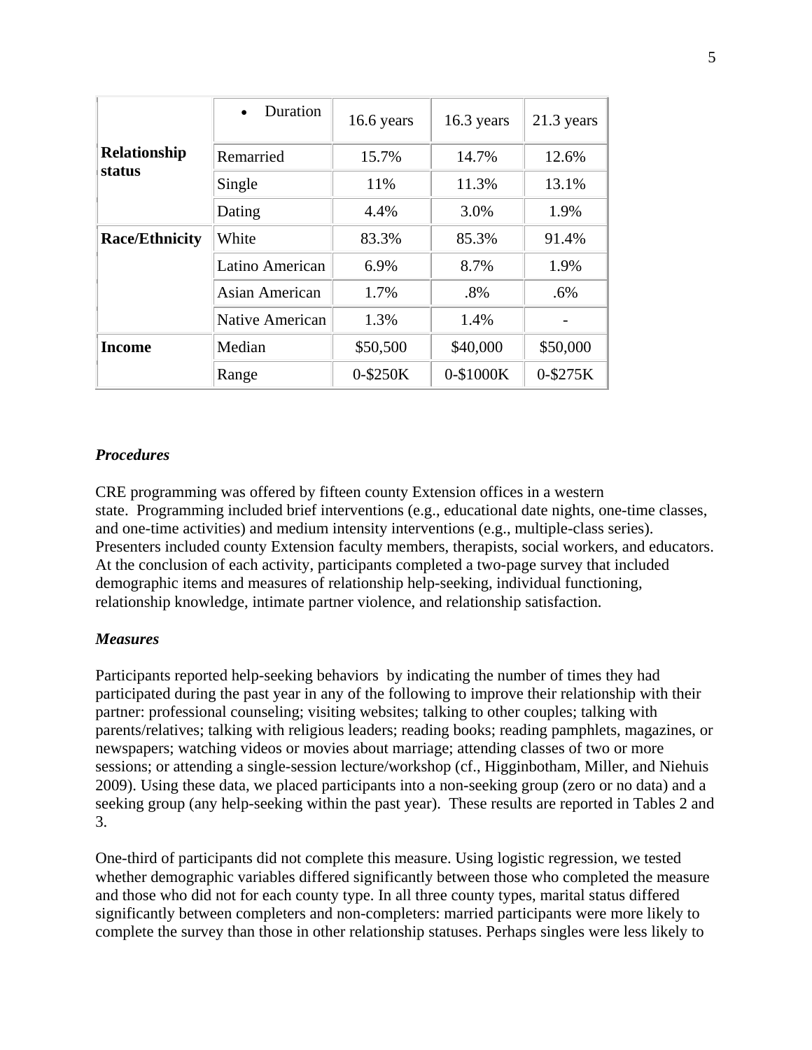| | • Duration | 16.6 years | 16.3 years | 21.3 years |
|---|---|---|---|---|
| **Relationship status** | Remarried | 15.7% | 14.7% | 12.6% |
| | Single | 11% | 11.3% | 13.1% |
| | Dating | 4.4% | 3.0% | 1.9% |
| **Race/Ethnicity** | White | 83.3% | 85.3% | 91.4% |
| | Latino American | 6.9% | 8.7% | 1.9% |
| | Asian American | 1.7% | .8% | .6% |
| | Native American | 1.3% | 1.4% | - |
| **Income** | Median | $50,500 | $40,000 | $50,000 |
| | Range | 0-$250K | 0-$1000K | 0-$275K |

### *Procedures*

CRE programming was offered by fifteen county Extension offices in a western state. Programming included brief interventions (e.g., educational date nights, one-time classes, and one-time activities) and medium intensity interventions (e.g., multiple-class series). Presenters included county Extension faculty members, therapists, social workers, and educators. At the conclusion of each activity, participants completed a two-page survey that included demographic items and measures of relationship help-seeking, individual functioning, relationship knowledge, intimate partner violence, and relationship satisfaction.

### *Measures*

Participants reported help-seeking behaviors by indicating the number of times they had participated during the past year in any of the following to improve their relationship with their partner: professional counseling; visiting websites; talking to other couples; talking with parents/relatives; talking with religious leaders; reading books; reading pamphlets, magazines, or newspapers; watching videos or movies about marriage; attending classes of two or more sessions; or attending a single-session lecture/workshop (cf., Higginbotham, Miller, and Niehuis 2009). Using these data, we placed participants into a non-seeking group (zero or no data) and a seeking group (any help-seeking within the past year). These results are reported in Tables 2 and 3.

One-third of participants did not complete this measure. Using logistic regression, we tested whether demographic variables differed significantly between those who completed the measure and those who did not for each county type. In all three county types, marital status differed significantly between completers and non-completers: married participants were more likely to complete the survey than those in other relationship statuses. Perhaps singles were less likely to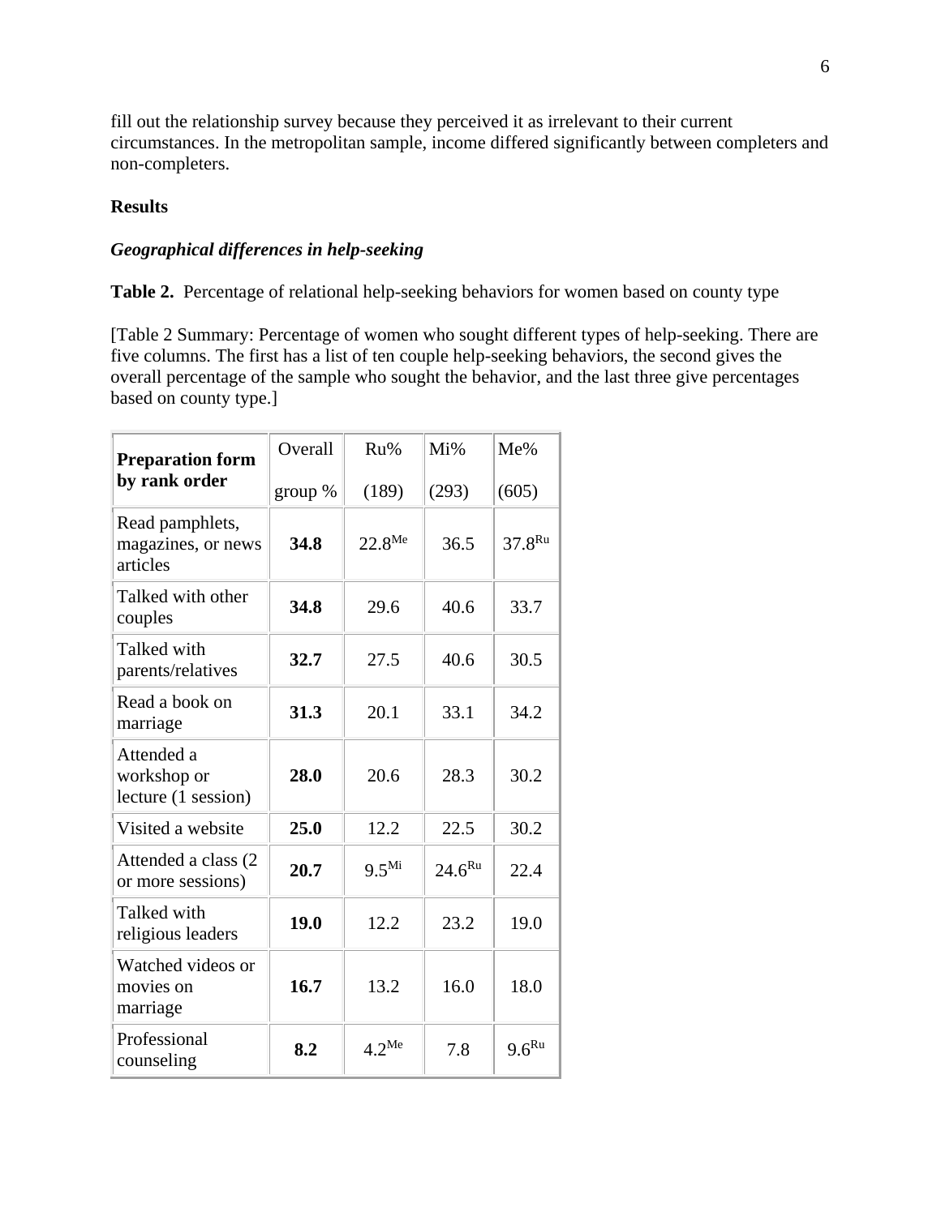fill out the relationship survey because they perceived it as irrelevant to their current circumstances. In the metropolitan sample, income differed significantly between completers and non-completers.

**Results**

***Geographical differences in help-seeking***

**Table 2.** Percentage of relational help-seeking behaviors for women based on county type

[Table 2 Summary: Percentage of women who sought different types of help-seeking. There are five columns. The first has a list of ten couple help-seeking behaviors, the second gives the overall percentage of the sample who sought the behavior, and the last three give percentages based on county type.]

| **Preparation form by rank order** | Overall group % | Ru% (189) | Mi% (293) | Me% (605) |
|---|---|---|---|---|
| Read pamphlets, magazines, or news articles | **34.8** | $22.8^{Me}$ | 36.5 | $37.8^{Ru}$ |
| Talked with other couples | **34.8** | 29.6 | 40.6 | 33.7 |
| Talked with parents/relatives | **32.7** | 27.5 | 40.6 | 30.5 |
| Read a book on marriage | **31.3** | 20.1 | 33.1 | 34.2 |
| Attended a workshop or lecture (1 session) | **28.0** | 20.6 | 28.3 | 30.2 |
| Visited a website | **25.0** | 12.2 | 22.5 | 30.2 |
| Attended a class (2 or more sessions) | **20.7** | $9.5^{Mi}$ | $24.6^{Ru}$ | 22.4 |
| Talked with religious leaders | **19.0** | 12.2 | 23.2 | 19.0 |
| Watched videos or movies on marriage | **16.7** | 13.2 | 16.0 | 18.0 |
| Professional counseling | **8.2** | $4.2^{Me}$ | 7.8 | $9.6^{Ru}$ |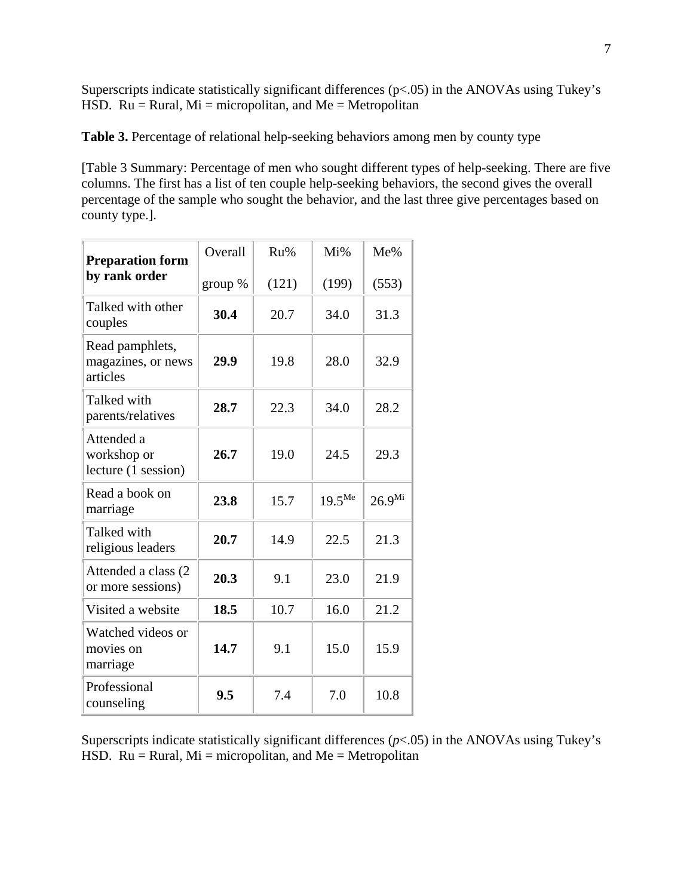Superscripts indicate statistically significant differences (p<.05) in the ANOVAs using Tukey's HSD. Ru = Rural, Mi = micropolitan, and Me = Metropolitan

**Table 3.** Percentage of relational help-seeking behaviors among men by county type

[Table 3 Summary: Percentage of men who sought different types of help-seeking. There are five columns. The first has a list of ten couple help-seeking behaviors, the second gives the overall percentage of the sample who sought the behavior, and the last three give percentages based on county type.].

| **Preparation form by rank order** | Overall group % | Ru% (121) | Mi% (199) | Me% (553) |
|---|---|---|---|---|
| Talked with other couples | **30.4** | 20.7 | 34.0 | 31.3 |
| Read pamphlets, magazines, or news articles | **29.9** | 19.8 | 28.0 | 32.9 |
| Talked with parents/relatives | **28.7** | 22.3 | 34.0 | 28.2 |
| Attended a workshop or lecture (1 session) | **26.7** | 19.0 | 24.5 | 29.3 |
| Read a book on marriage | **23.8** | 15.7 | $19.5^{Me}$ | $26.9^{Mi}$ |
| Talked with religious leaders | **20.7** | 14.9 | 22.5 | 21.3 |
| Attended a class (2 or more sessions) | **20.3** | 9.1 | 23.0 | 21.9 |
| Visited a website | **18.5** | 10.7 | 16.0 | 21.2 |
| Watched videos or movies on marriage | **14.7** | 9.1 | 15.0 | 15.9 |
| Professional counseling | **9.5** | 7.4 | 7.0 | 10.8 |

Superscripts indicate statistically significant differences ($p$<.05) in the ANOVAs using Tukey's HSD. Ru = Rural, Mi = micropolitan, and Me = Metropolitan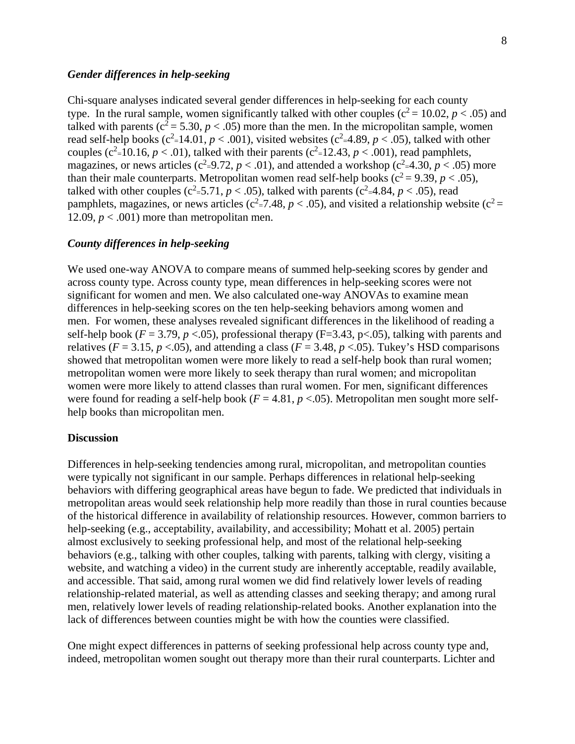### *Gender differences in help-seeking*

Chi-square analyses indicated several gender differences in help-seeking for each county type. In the rural sample, women significantly talked with other couples ($c^2 = 10.02$, $p < .05$) and talked with parents ($c^2 = 5.30$, $p < .05$) more than the men. In the micropolitan sample, women read self-help books ($c^2 = 14.01$, $p < .001$), visited websites ($c^2 = 4.89$, $p < .05$), talked with other couples ($c^2 = 10.16$, $p < .01$), talked with their parents ($c^2 = 12.43$, $p < .001$), read pamphlets, magazines, or news articles ($c^2 = 9.72$, $p < .01$), and attended a workshop ($c^2 = 4.30$, $p < .05$) more than their male counterparts. Metropolitan women read self-help books ($c^2 = 9.39$, $p < .05$), talked with other couples ($c^2 = 5.71$, $p < .05$), talked with parents ($c^2 = 4.84$, $p < .05$), read pamphlets, magazines, or news articles ($c^2 = 7.48$, $p < .05$), and visited a relationship website ($c^2 = 12.09$, $p < .001$) more than metropolitan men.

### *County differences in help-seeking*

We used one-way ANOVA to compare means of summed help-seeking scores by gender and across county type. Across county type, mean differences in help-seeking scores were not significant for women and men. We also calculated one-way ANOVAs to examine mean differences in help-seeking scores on the ten help-seeking behaviors among women and men. For women, these analyses revealed significant differences in the likelihood of reading a self-help book ($F = 3.79$, $p < .05$), professional therapy ($F = 3.43$, $p < .05$), talking with parents and relatives ($F = 3.15$, $p < .05$), and attending a class ($F = 3.48$, $p < .05$). Tukey's HSD comparisons showed that metropolitan women were more likely to read a self-help book than rural women; metropolitan women were more likely to seek therapy than rural women; and micropolitan women were more likely to attend classes than rural women. For men, significant differences were found for reading a self-help book ($F = 4.81$, $p < .05$). Metropolitan men sought more self-help books than micropolitan men.

## **Discussion**

Differences in help-seeking tendencies among rural, micropolitan, and metropolitan counties were typically not significant in our sample. Perhaps differences in relational help-seeking behaviors with differing geographical areas have begun to fade. We predicted that individuals in metropolitan areas would seek relationship help more readily than those in rural counties because of the historical difference in availability of relationship resources. However, common barriers to help-seeking (e.g., acceptability, availability, and accessibility; Mohatt et al. 2005) pertain almost exclusively to seeking professional help, and most of the relational help-seeking behaviors (e.g., talking with other couples, talking with parents, talking with clergy, visiting a website, and watching a video) in the current study are inherently acceptable, readily available, and accessible. That said, among rural women we did find relatively lower levels of reading relationship-related material, as well as attending classes and seeking therapy; and among rural men, relatively lower levels of reading relationship-related books. Another explanation into the lack of differences between counties might be with how the counties were classified.

One might expect differences in patterns of seeking professional help across county type and, indeed, metropolitan women sought out therapy more than their rural counterparts. Lichter and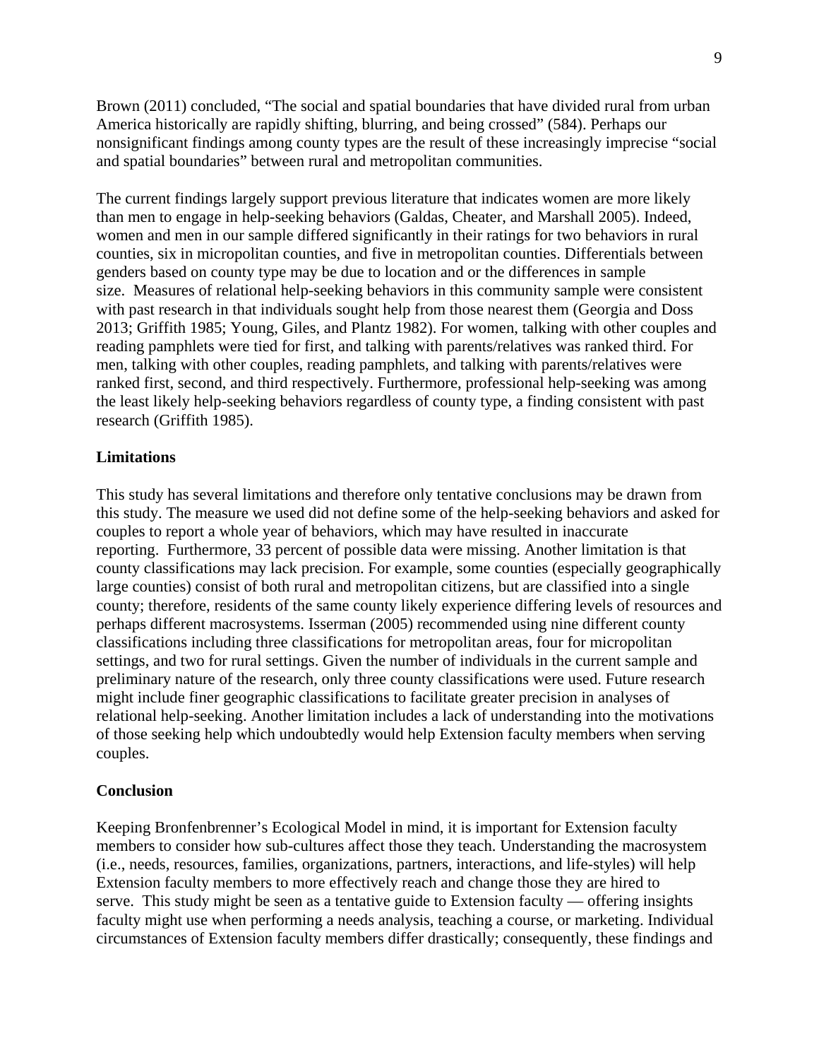Brown (2011) concluded, "The social and spatial boundaries that have divided rural from urban America historically are rapidly shifting, blurring, and being crossed" (584). Perhaps our nonsignificant findings among county types are the result of these increasingly imprecise "social and spatial boundaries" between rural and metropolitan communities.

The current findings largely support previous literature that indicates women are more likely than men to engage in help-seeking behaviors (Galdas, Cheater, and Marshall 2005). Indeed, women and men in our sample differed significantly in their ratings for two behaviors in rural counties, six in micropolitan counties, and five in metropolitan counties. Differentials between genders based on county type may be due to location and or the differences in sample size. Measures of relational help-seeking behaviors in this community sample were consistent with past research in that individuals sought help from those nearest them (Georgia and Doss 2013; Griffith 1985; Young, Giles, and Plantz 1982). For women, talking with other couples and reading pamphlets were tied for first, and talking with parents/relatives was ranked third. For men, talking with other couples, reading pamphlets, and talking with parents/relatives were ranked first, second, and third respectively. Furthermore, professional help-seeking was among the least likely help-seeking behaviors regardless of county type, a finding consistent with past research (Griffith 1985).

## Limitations

This study has several limitations and therefore only tentative conclusions may be drawn from this study. The measure we used did not define some of the help-seeking behaviors and asked for couples to report a whole year of behaviors, which may have resulted in inaccurate reporting. Furthermore, 33 percent of possible data were missing. Another limitation is that county classifications may lack precision. For example, some counties (especially geographically large counties) consist of both rural and metropolitan citizens, but are classified into a single county; therefore, residents of the same county likely experience differing levels of resources and perhaps different macrosystems. Isserman (2005) recommended using nine different county classifications including three classifications for metropolitan areas, four for micropolitan settings, and two for rural settings. Given the number of individuals in the current sample and preliminary nature of the research, only three county classifications were used. Future research might include finer geographic classifications to facilitate greater precision in analyses of relational help-seeking. Another limitation includes a lack of understanding into the motivations of those seeking help which undoubtedly would help Extension faculty members when serving couples.

## Conclusion

Keeping Bronfenbrenner's Ecological Model in mind, it is important for Extension faculty members to consider how sub-cultures affect those they teach. Understanding the macrosystem (i.e., needs, resources, families, organizations, partners, interactions, and life-styles) will help Extension faculty members to more effectively reach and change those they are hired to serve. This study might be seen as a tentative guide to Extension faculty — offering insights faculty might use when performing a needs analysis, teaching a course, or marketing. Individual circumstances of Extension faculty members differ drastically; consequently, these findings and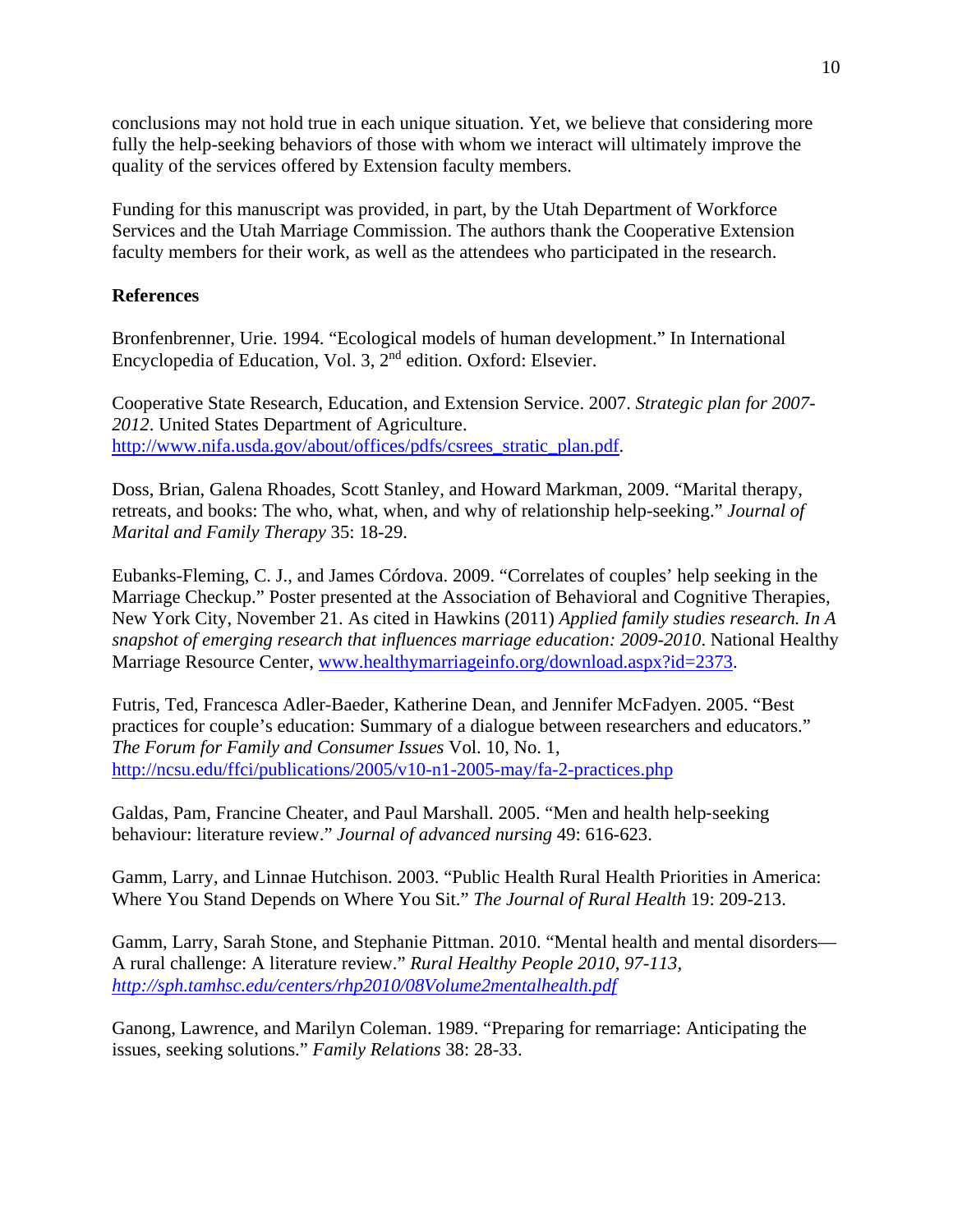conclusions may not hold true in each unique situation. Yet, we believe that considering more fully the help-seeking behaviors of those with whom we interact will ultimately improve the quality of the services offered by Extension faculty members.

Funding for this manuscript was provided, in part, by the Utah Department of Workforce Services and the Utah Marriage Commission. The authors thank the Cooperative Extension faculty members for their work, as well as the attendees who participated in the research.

**References**

Bronfenbrenner, Urie. 1994. "Ecological models of human development." In International Encyclopedia of Education, Vol. 3, 2nd edition. Oxford: Elsevier.

Cooperative State Research, Education, and Extension Service. 2007. *Strategic plan for 2007-2012*. United States Department of Agriculture. http://www.nifa.usda.gov/about/offices/pdfs/csrees_stratic_plan.pdf.

Doss, Brian, Galena Rhoades, Scott Stanley, and Howard Markman, 2009. "Marital therapy, retreats, and books: The who, what, when, and why of relationship help-seeking." *Journal of Marital and Family Therapy* 35: 18-29.

Eubanks-Fleming, C. J., and James Córdova. 2009. "Correlates of couples' help seeking in the Marriage Checkup." Poster presented at the Association of Behavioral and Cognitive Therapies, New York City, November 21. As cited in Hawkins (2011) *Applied family studies research. In A snapshot of emerging research that influences marriage education: 2009-2010*. National Healthy Marriage Resource Center, www.healthymarriageinfo.org/download.aspx?id=2373.

Futris, Ted, Francesca Adler-Baeder, Katherine Dean, and Jennifer McFadyen. 2005. "Best practices for couple's education: Summary of a dialogue between researchers and educators." *The Forum for Family and Consumer Issues* Vol. 10, No. 1, http://ncsu.edu/ffci/publications/2005/v10-n1-2005-may/fa-2-practices.php

Galdas, Pam, Francine Cheater, and Paul Marshall. 2005. "Men and health help-seeking behaviour: literature review." *Journal of advanced nursing* 49: 616-623.

Gamm, Larry, and Linnae Hutchison. 2003. "Public Health Rural Health Priorities in America: Where You Stand Depends on Where You Sit." *The Journal of Rural Health* 19: 209-213.

Gamm, Larry, Sarah Stone, and Stephanie Pittman. 2010. "Mental health and mental disorders—A rural challenge: A literature review." *Rural Healthy People 2010, 97-113, http://sph.tamhsc.edu/centers/rhp2010/08Volume2mentalhealth.pdf*

Ganong, Lawrence, and Marilyn Coleman. 1989. "Preparing for remarriage: Anticipating the issues, seeking solutions." *Family Relations* 38: 28-33.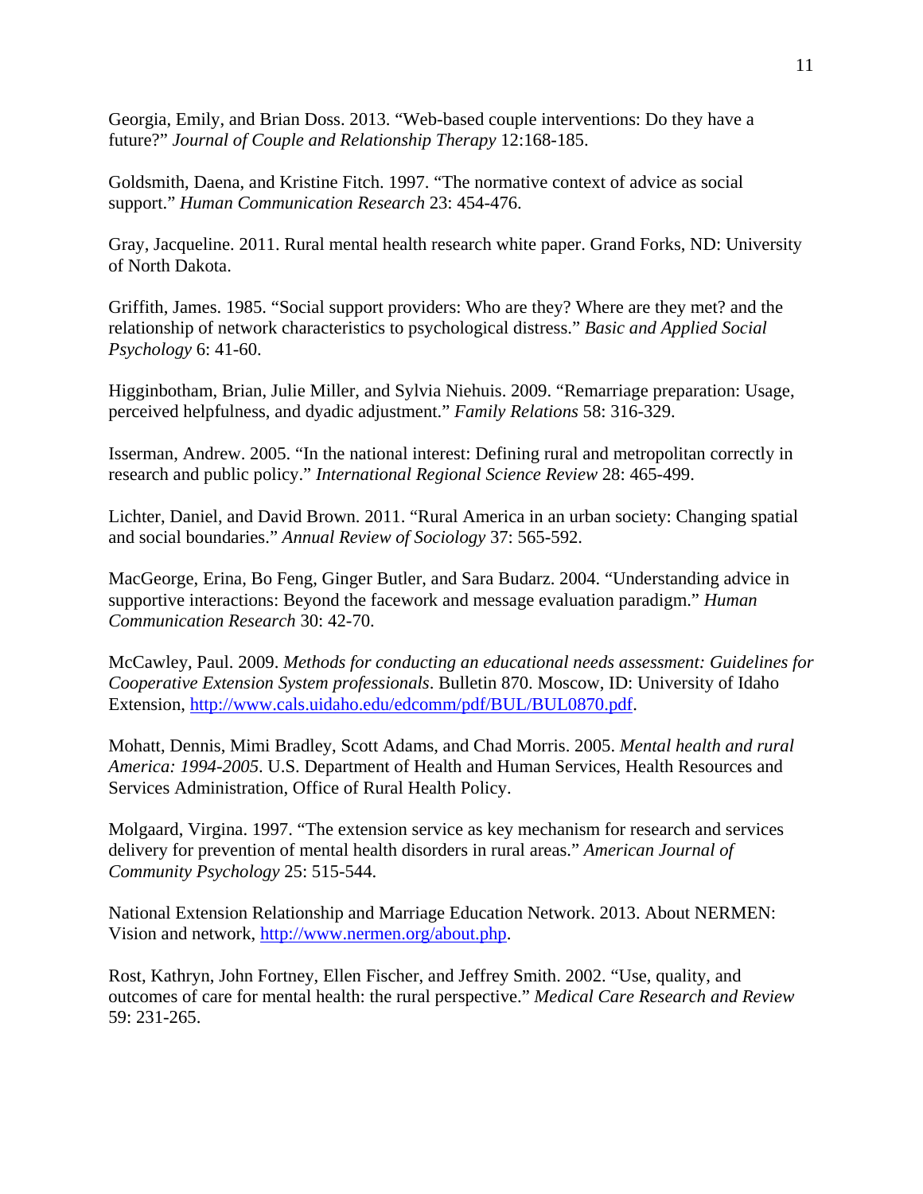Georgia, Emily, and Brian Doss. 2013. "Web-based couple interventions: Do they have a future?" *Journal of Couple and Relationship Therapy* 12:168-185.

Goldsmith, Daena, and Kristine Fitch. 1997. "The normative context of advice as social support." *Human Communication Research* 23: 454-476.

Gray, Jacqueline. 2011. Rural mental health research white paper. Grand Forks, ND: University of North Dakota.

Griffith, James. 1985. "Social support providers: Who are they? Where are they met? and the relationship of network characteristics to psychological distress." *Basic and Applied Social Psychology* 6: 41-60.

Higginbotham, Brian, Julie Miller, and Sylvia Niehuis. 2009. "Remarriage preparation: Usage, perceived helpfulness, and dyadic adjustment." *Family Relations* 58: 316-329.

Isserman, Andrew. 2005. "In the national interest: Defining rural and metropolitan correctly in research and public policy." *International Regional Science Review* 28: 465-499.

Lichter, Daniel, and David Brown. 2011. "Rural America in an urban society: Changing spatial and social boundaries." *Annual Review of Sociology* 37: 565-592.

MacGeorge, Erina, Bo Feng, Ginger Butler, and Sara Budarz. 2004. "Understanding advice in supportive interactions: Beyond the facework and message evaluation paradigm." *Human Communication Research* 30: 42-70.

McCawley, Paul. 2009. *Methods for conducting an educational needs assessment: Guidelines for Cooperative Extension System professionals*. Bulletin 870. Moscow, ID: University of Idaho Extension, [http://www.cals.uidaho.edu/edcomm/pdf/BUL/BUL0870.pdf](http://www.cals.uidaho.edu/edcomm/pdf/BUL/BUL0870.pdf).

Mohatt, Dennis, Mimi Bradley, Scott Adams, and Chad Morris. 2005. *Mental health and rural America: 1994-2005*. U.S. Department of Health and Human Services, Health Resources and Services Administration, Office of Rural Health Policy.

Molgaard, Virgina. 1997. "The extension service as key mechanism for research and services delivery for prevention of mental health disorders in rural areas." *American Journal of Community Psychology* 25: 515-544.

National Extension Relationship and Marriage Education Network. 2013. About NERMEN: Vision and network, [http://www.nermen.org/about.php](http://www.nermen.org/about.php).

Rost, Kathryn, John Fortney, Ellen Fischer, and Jeffrey Smith. 2002. "Use, quality, and outcomes of care for mental health: the rural perspective." *Medical Care Research and Review* 59: 231-265.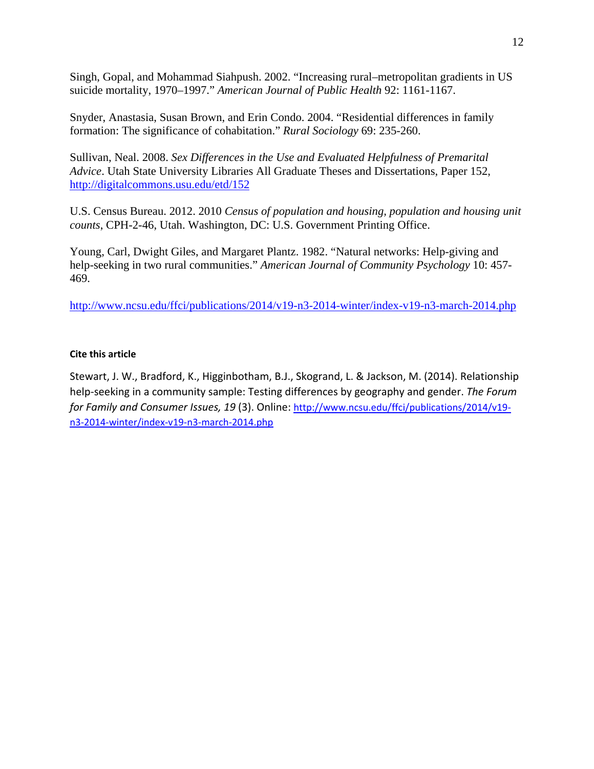Singh, Gopal, and Mohammad Siahpush. 2002. "Increasing rural–metropolitan gradients in US suicide mortality, 1970–1997." *American Journal of Public Health* 92: 1161-1167.

Snyder, Anastasia, Susan Brown, and Erin Condo. 2004. "Residential differences in family formation: The significance of cohabitation." *Rural Sociology* 69: 235-260.

Sullivan, Neal. 2008. *Sex Differences in the Use and Evaluated Helpfulness of Premarital Advice*. Utah State University Libraries All Graduate Theses and Dissertations, Paper 152, http://digitalcommons.usu.edu/etd/152

U.S. Census Bureau. 2012. 2010 *Census of population and housing, population and housing unit counts*, CPH-2-46, Utah. Washington, DC: U.S. Government Printing Office.

Young, Carl, Dwight Giles, and Margaret Plantz. 1982. "Natural networks: Help-giving and help-seeking in two rural communities." *American Journal of Community Psychology* 10: 457-469.

http://www.ncsu.edu/ffci/publications/2014/v19-n3-2014-winter/index-v19-n3-march-2014.php

**Cite this article**

Stewart, J. W., Bradford, K., Higginbotham, B.J., Skogrand, L. & Jackson, M. (2014). Relationship help-seeking in a community sample: Testing differences by geography and gender. *The Forum for Family and Consumer Issues, 19* (3). Online: http://www.ncsu.edu/ffci/publications/2014/v19-n3-2014-winter/index-v19-n3-march-2014.php